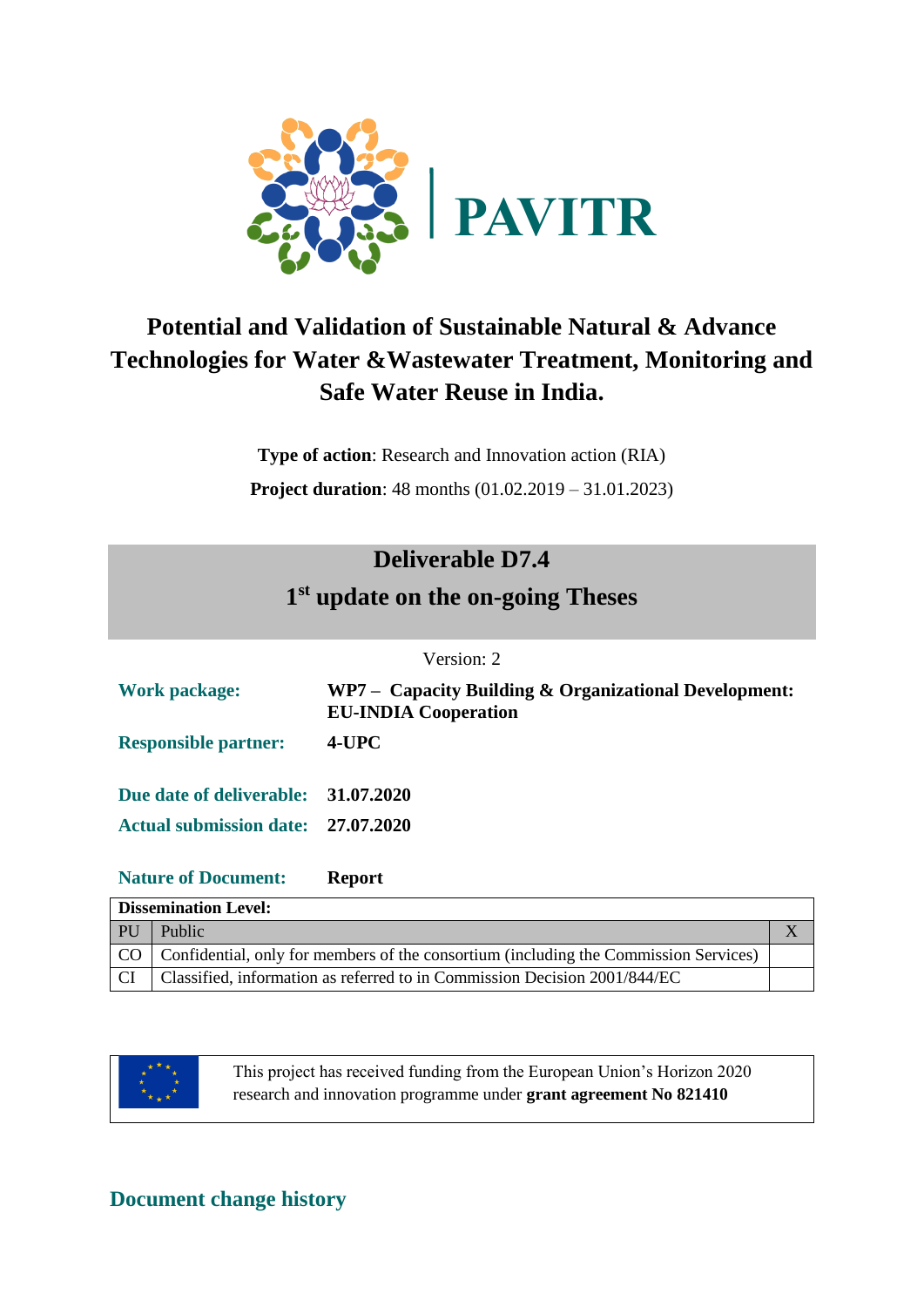PAVITR

# Potential and Validation of Sustainable Natural & Advance Technologies for Water &Wastewater Treatment, Monitoring and Safe Water Reuse in India.

**Type of action**: Research and Innovation action (RIA)

**Project duration**: 48 months (01.02.2019 – 31.01.2023)

## Deliverable D7.4

## 1st update on the on-going Theses

Version: 2

| | |
|---|---|
| **Work package:** | **WP7 – Capacity Building & Organizational Development: EU-INDIA Cooperation** |
| **Responsible partner:** | **4-UPC** |
| **Due date of deliverable:** | **31.07.2020** |
| **Actual submission date:** | **27.07.2020** |
| **Nature of Document:** | **Report** |

| **Dissemination Level:** | | |
|---|---|---|
| PU | Public | X |
| CO | Confidential, only for members of the consortium (including the Commission Services) | |
| CI | Classified, information as referred to in Commission Decision 2001/844/EC | |

This project has received funding from the European Union's Horizon 2020 research and innovation programme under **grant agreement No 821410**

## Document change history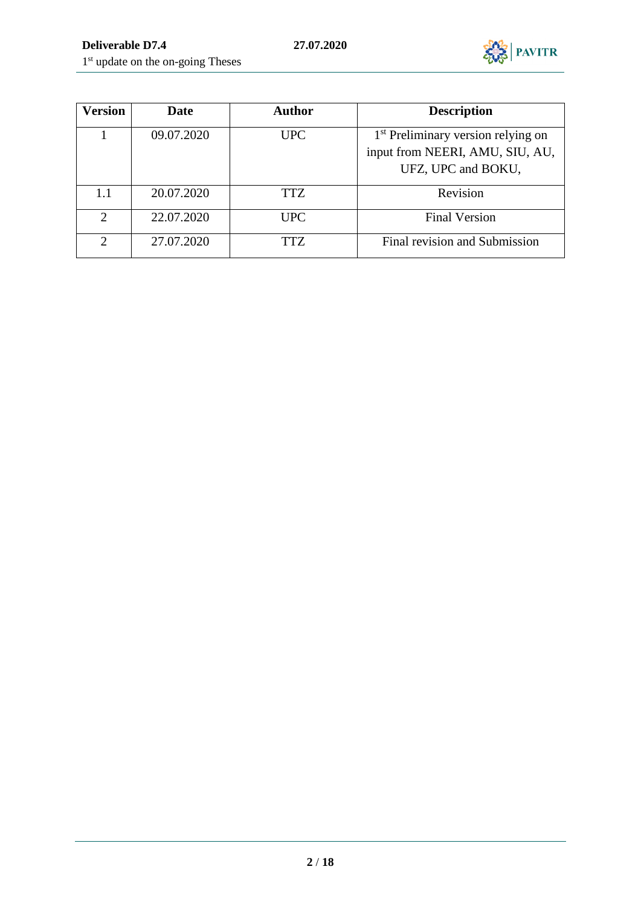| Version | Date | Author | Description |
|---|---|---|---|
| 1 | 09.07.2020 | UPC | 1st Preliminary version relying on input from NEERI, AMU, SIU, AU, UFZ, UPC and BOKU, |
| 1.1 | 20.07.2020 | TTZ | Revision |
| 2 | 22.07.2020 | UPC | Final Version |
| 2 | 27.07.2020 | TTZ | Final revision and Submission |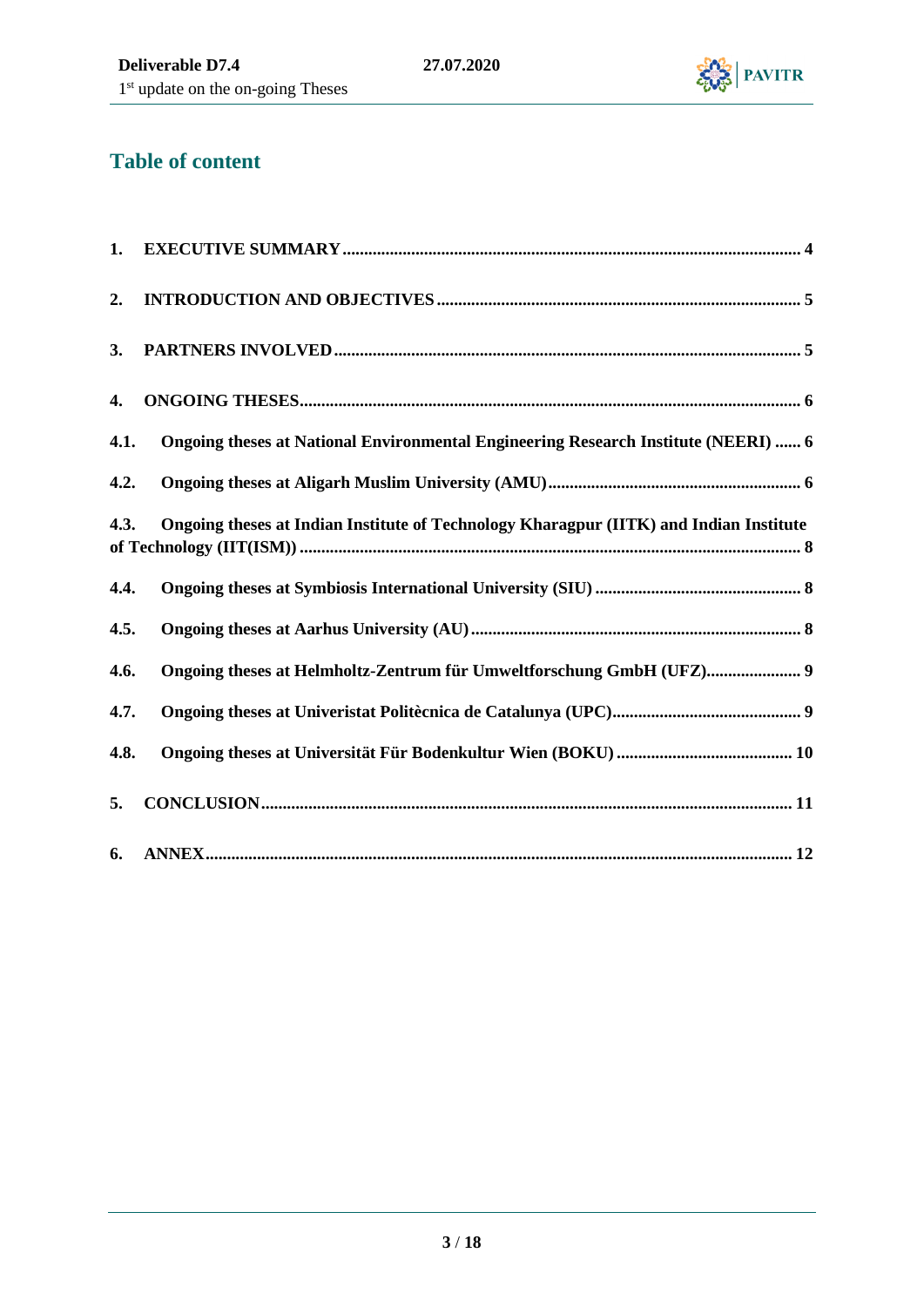## Table of content

1. **EXECUTIVE SUMMARY** .......... 4

2. **INTRODUCTION AND OBJECTIVES** .......... 5

3. **PARTNERS INVOLVED** .......... 5

4. **ONGOING THESES** .......... 6

**4.1. Ongoing theses at National Environmental Engineering Research Institute (NEERI)** .......... 6

**4.2. Ongoing theses at Aligarh Muslim University (AMU)** .......... 6

**4.3. Ongoing theses at Indian Institute of Technology Kharagpur (IITK) and Indian Institute of Technology (IIT(ISM))** .......... 8

**4.4. Ongoing theses at Symbiosis International University (SIU)** .......... 8

**4.5. Ongoing theses at Aarhus University (AU)** .......... 8

**4.6. Ongoing theses at Helmholtz-Zentrum für Umweltforschung GmbH (UFZ)** .......... 9

**4.7. Ongoing theses at Univeristat Politècnica de Catalunya (UPC)** .......... 9

**4.8. Ongoing theses at Universität Für Bodenkultur Wien (BOKU)** .......... 10

5. **CONCLUSION** .......... 11

6. **ANNEX** .......... 12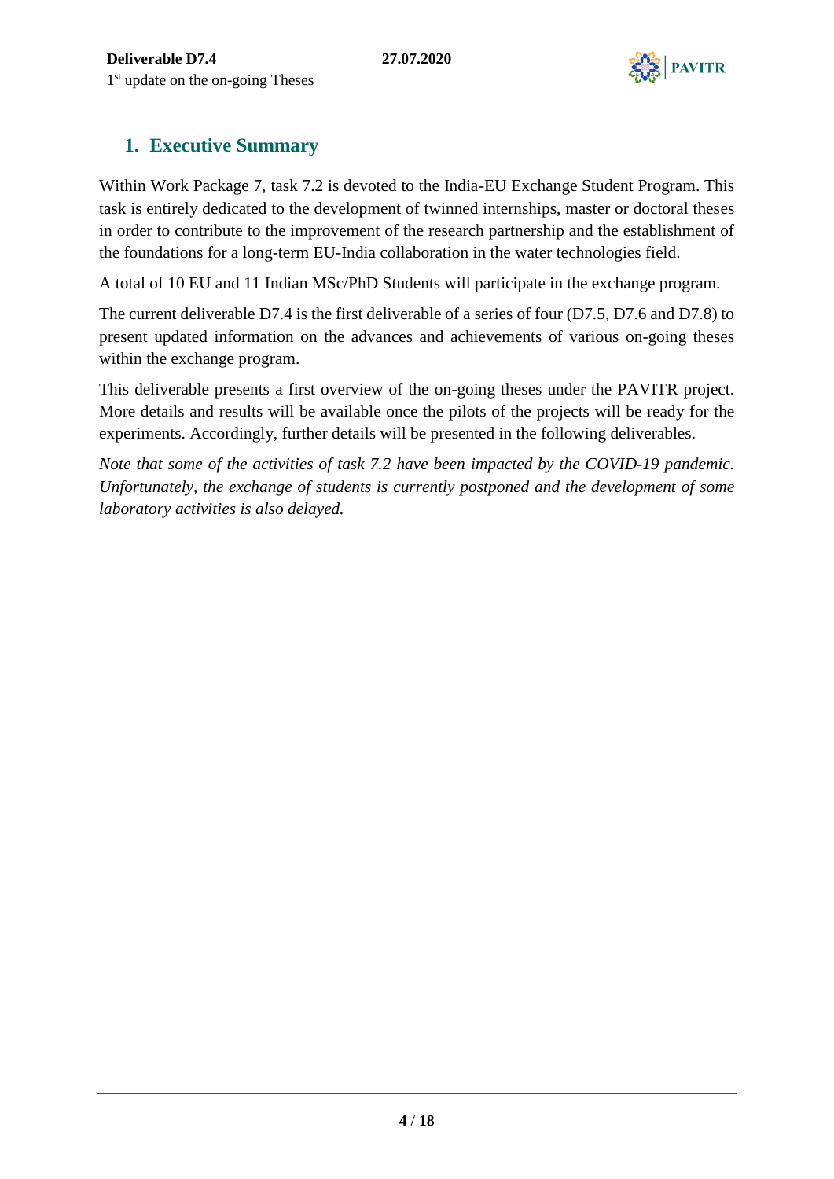# 1. Executive Summary

Within Work Package 7, task 7.2 is devoted to the India-EU Exchange Student Program. This task is entirely dedicated to the development of twinned internships, master or doctoral theses in order to contribute to the improvement of the research partnership and the establishment of the foundations for a long-term EU-India collaboration in the water technologies field.

A total of 10 EU and 11 Indian MSc/PhD Students will participate in the exchange program.

The current deliverable D7.4 is the first deliverable of a series of four (D7.5, D7.6 and D7.8) to present updated information on the advances and achievements of various on-going theses within the exchange program.

This deliverable presents a first overview of the on-going theses under the PAVITR project. More details and results will be available once the pilots of the projects will be ready for the experiments. Accordingly, further details will be presented in the following deliverables.

*Note that some of the activities of task 7.2 have been impacted by the COVID-19 pandemic. Unfortunately, the exchange of students is currently postponed and the development of some laboratory activities is also delayed.*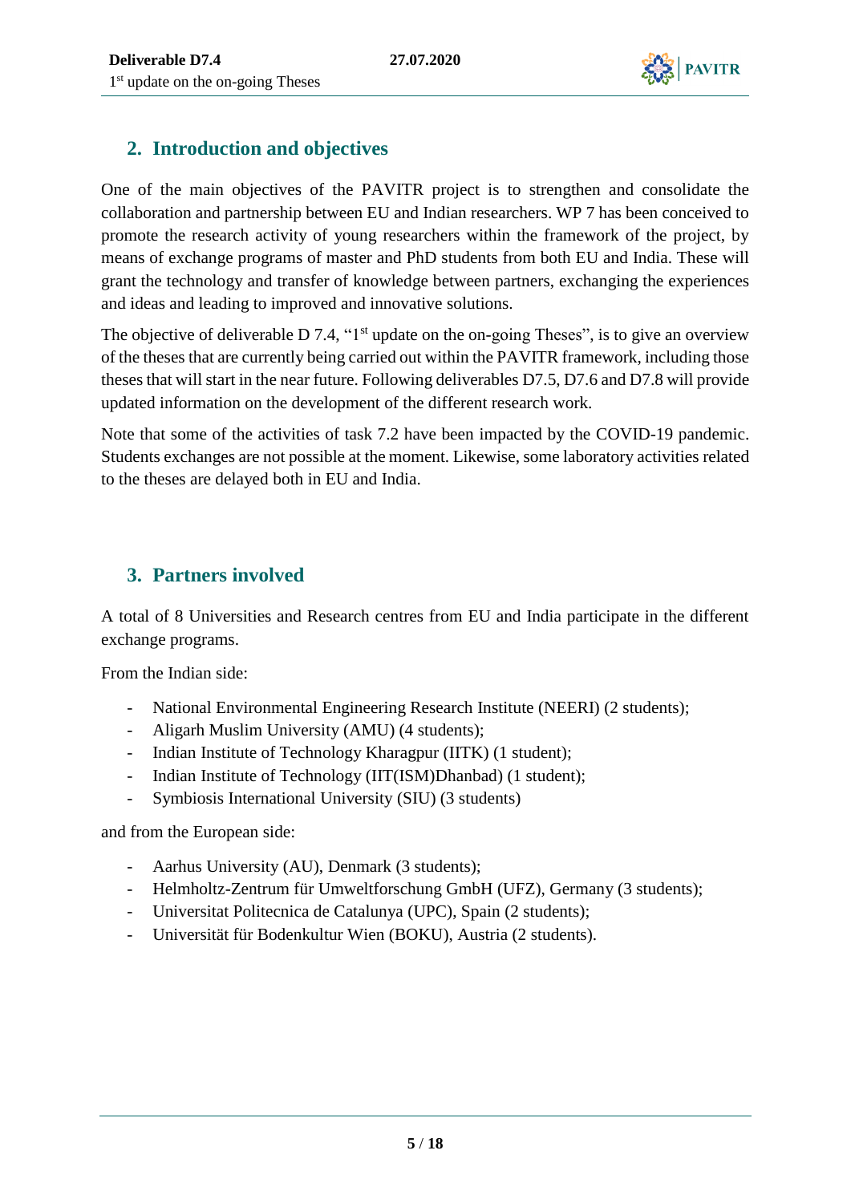## 2. Introduction and objectives

One of the main objectives of the PAVITR project is to strengthen and consolidate the collaboration and partnership between EU and Indian researchers. WP 7 has been conceived to promote the research activity of young researchers within the framework of the project, by means of exchange programs of master and PhD students from both EU and India. These will grant the technology and transfer of knowledge between partners, exchanging the experiences and ideas and leading to improved and innovative solutions.

The objective of deliverable D 7.4, "1st update on the on-going Theses", is to give an overview of the theses that are currently being carried out within the PAVITR framework, including those theses that will start in the near future. Following deliverables D7.5, D7.6 and D7.8 will provide updated information on the development of the different research work.

Note that some of the activities of task 7.2 have been impacted by the COVID-19 pandemic. Students exchanges are not possible at the moment. Likewise, some laboratory activities related to the theses are delayed both in EU and India.

## 3. Partners involved

A total of 8 Universities and Research centres from EU and India participate in the different exchange programs.

From the Indian side:

- National Environmental Engineering Research Institute (NEERI) (2 students);
- Aligarh Muslim University (AMU) (4 students);
- Indian Institute of Technology Kharagpur (IITK) (1 student);
- Indian Institute of Technology (IIT(ISM)Dhanbad) (1 student);
- Symbiosis International University (SIU) (3 students)

and from the European side:

- Aarhus University (AU), Denmark (3 students);
- Helmholtz-Zentrum für Umweltforschung GmbH (UFZ), Germany (3 students);
- Universitat Politecnica de Catalunya (UPC), Spain (2 students);
- Universität für Bodenkultur Wien (BOKU), Austria (2 students).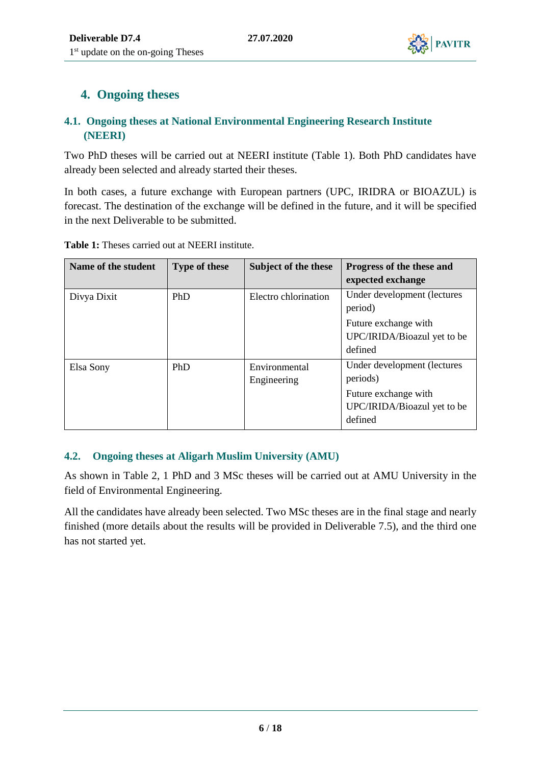## 4. Ongoing theses

### 4.1. Ongoing theses at National Environmental Engineering Research Institute (NEERI)

Two PhD theses will be carried out at NEERI institute (Table 1). Both PhD candidates have already been selected and already started their theses.

In both cases, a future exchange with European partners (UPC, IRIDRA or BIOAZUL) is forecast. The destination of the exchange will be defined in the future, and it will be specified in the next Deliverable to be submitted.

**Table 1:** Theses carried out at NEERI institute.

| Name of the student | Type of these | Subject of the these | Progress of the these and expected exchange |
|---|---|---|---|
| Divya Dixit | PhD | Electro chlorination | Under development (lectures period)<br>Future exchange with UPC/IRIDA/Bioazul yet to be defined |
| Elsa Sony | PhD | Environmental Engineering | Under development (lectures periods)<br>Future exchange with UPC/IRIDA/Bioazul yet to be defined |

### 4.2. Ongoing theses at Aligarh Muslim University (AMU)

As shown in Table 2, 1 PhD and 3 MSc theses will be carried out at AMU University in the field of Environmental Engineering.

All the candidates have already been selected. Two MSc theses are in the final stage and nearly finished (more details about the results will be provided in Deliverable 7.5), and the third one has not started yet.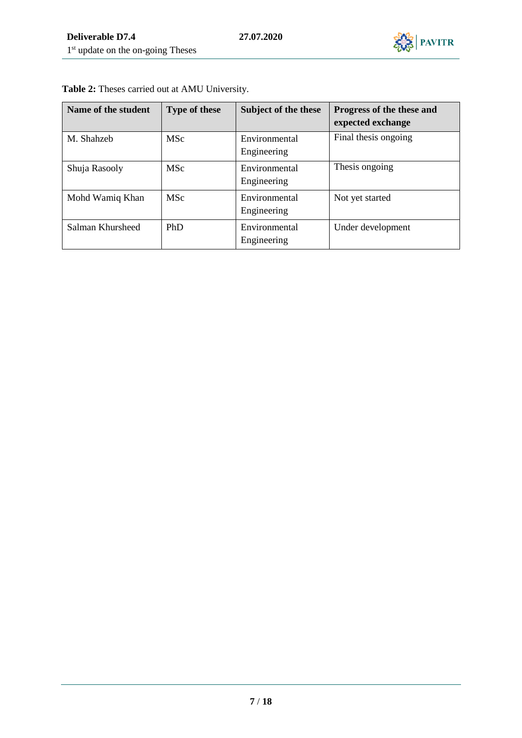**Table 2:** Theses carried out at AMU University.

| Name of the student | Type of these | Subject of the these | Progress of the these and expected exchange |
|---|---|---|---|
| M. Shahzeb | MSc | Environmental Engineering | Final thesis ongoing |
| Shuja Rasooly | MSc | Environmental Engineering | Thesis ongoing |
| Mohd Wamiq Khan | MSc | Environmental Engineering | Not yet started |
| Salman Khursheed | PhD | Environmental Engineering | Under development |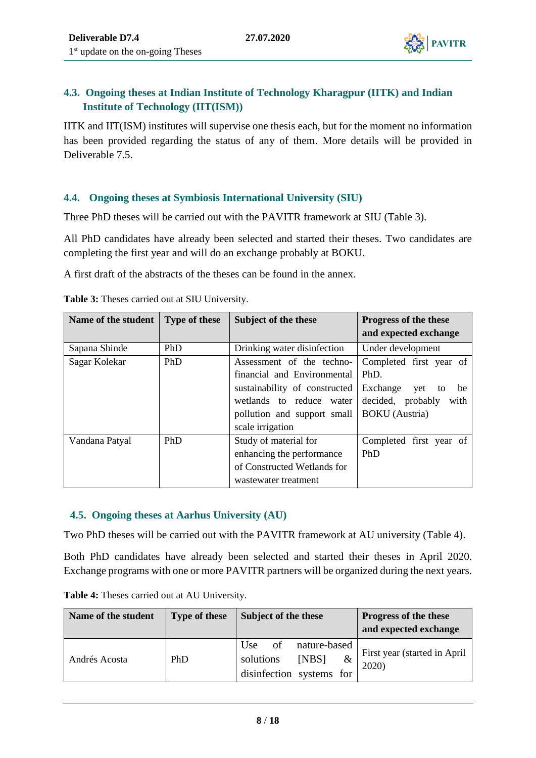## 4.3. Ongoing theses at Indian Institute of Technology Kharagpur (IITK) and Indian Institute of Technology (IIT(ISM))

IITK and IIT(ISM) institutes will supervise one thesis each, but for the moment no information has been provided regarding the status of any of them. More details will be provided in Deliverable 7.5.

## 4.4. Ongoing theses at Symbiosis International University (SIU)

Three PhD theses will be carried out with the PAVITR framework at SIU (Table 3).

All PhD candidates have already been selected and started their theses. Two candidates are completing the first year and will do an exchange probably at BOKU.

A first draft of the abstracts of the theses can be found in the annex.

**Table 3:** Theses carried out at SIU University.

| Name of the student | Type of these | Subject of the these | Progress of the these and expected exchange |
|---|---|---|---|
| Sapana Shinde | PhD | Drinking water disinfection | Under development |
| Sagar Kolekar | PhD | Assessment of the techno-financial and Environmental sustainability of constructed wetlands to reduce water pollution and support small scale irrigation | Completed first year of PhD. Exchange yet to be decided, probably with BOKU (Austria) |
| Vandana Patyal | PhD | Study of material for enhancing the performance of Constructed Wetlands for wastewater treatment | Completed first year of PhD |

## 4.5. Ongoing theses at Aarhus University (AU)

Two PhD theses will be carried out with the PAVITR framework at AU university (Table 4).

Both PhD candidates have already been selected and started their theses in April 2020. Exchange programs with one or more PAVITR partners will be organized during the next years.

**Table 4:** Theses carried out at AU University.

| Name of the student | Type of these | Subject of the these | Progress of the these and expected exchange |
|---|---|---|---|
| Andrés Acosta | PhD | Use of nature-based solutions [NBS] & disinfection systems for | First year (started in April 2020) |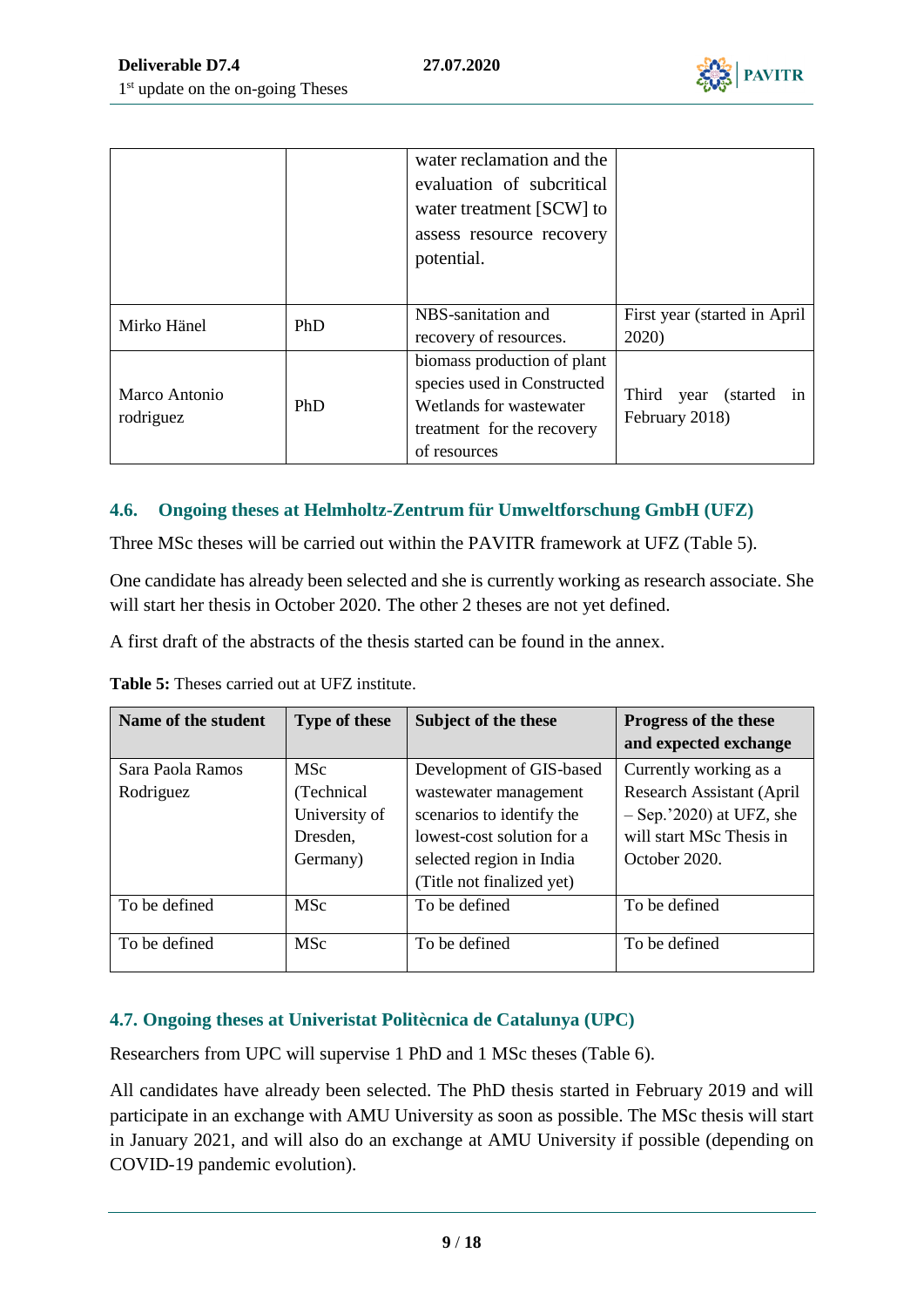| | | water reclamation and the evaluation of subcritical water treatment [SCW] to assess resource recovery potential. | |
|---|---|---|---|
| Mirko Hänel | PhD | NBS-sanitation and recovery of resources. | First year (started in April 2020) |
| Marco Antonio rodriguez | PhD | biomass production of plant species used in Constructed Wetlands for wastewater treatment for the recovery of resources | Third year (started in February 2018) |

### 4.6. Ongoing theses at Helmholtz-Zentrum für Umweltforschung GmbH (UFZ)

Three MSc theses will be carried out within the PAVITR framework at UFZ (Table 5).

One candidate has already been selected and she is currently working as research associate. She will start her thesis in October 2020. The other 2 theses are not yet defined.

A first draft of the abstracts of the thesis started can be found in the annex.

**Table 5:** Theses carried out at UFZ institute.

| Name of the student | Type of these | Subject of the these | Progress of the these and expected exchange |
|---|---|---|---|
| Sara Paola Ramos Rodriguez | MSc (Technical University of Dresden, Germany) | Development of GIS-based wastewater management scenarios to identify the lowest-cost solution for a selected region in India (Title not finalized yet) | Currently working as a Research Assistant (April – Sep.'2020) at UFZ, she will start MSc Thesis in October 2020. |
| To be defined | MSc | To be defined | To be defined |
| To be defined | MSc | To be defined | To be defined |

### 4.7. Ongoing theses at Univeristat Politècnica de Catalunya (UPC)

Researchers from UPC will supervise 1 PhD and 1 MSc theses (Table 6).

All candidates have already been selected. The PhD thesis started in February 2019 and will participate in an exchange with AMU University as soon as possible. The MSc thesis will start in January 2021, and will also do an exchange at AMU University if possible (depending on COVID-19 pandemic evolution).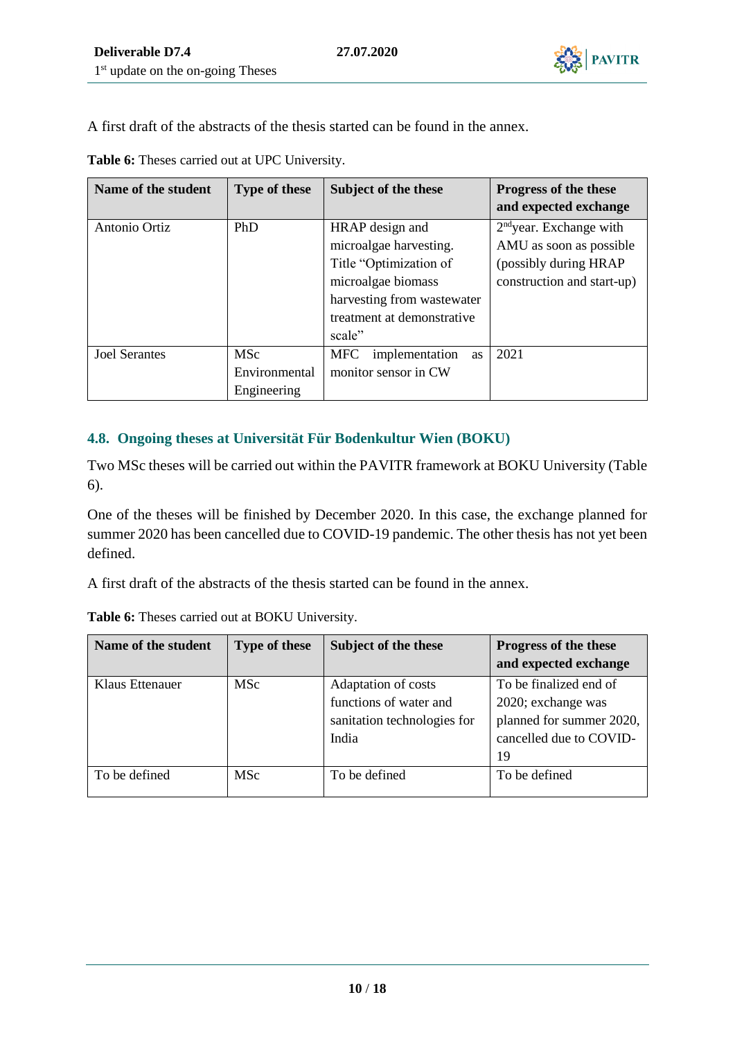A first draft of the abstracts of the thesis started can be found in the annex.

**Table 6:** Theses carried out at UPC University.

| Name of the student | Type of these | Subject of the these | Progress of the these and expected exchange |
|---|---|---|---|
| Antonio Ortiz | PhD | HRAP design and microalgae harvesting. Title "Optimization of microalgae biomass harvesting from wastewater treatment at demonstrative scale" | 2[nd]year. Exchange with AMU as soon as possible (possibly during HRAP construction and start-up) |
| Joel Serantes | MSc Environmental Engineering | MFC implementation as monitor sensor in CW | 2021 |

## 4.8. Ongoing theses at Universität Für Bodenkultur Wien (BOKU)

Two MSc theses will be carried out within the PAVITR framework at BOKU University (Table 6).

One of the theses will be finished by December 2020. In this case, the exchange planned for summer 2020 has been cancelled due to COVID-19 pandemic. The other thesis has not yet been defined.

A first draft of the abstracts of the thesis started can be found in the annex.

**Table 6:** Theses carried out at BOKU University.

| Name of the student | Type of these | Subject of the these | Progress of the these and expected exchange |
|---|---|---|---|
| Klaus Ettenauer | MSc | Adaptation of costs functions of water and sanitation technologies for India | To be finalized end of 2020; exchange was planned for summer 2020, cancelled due to COVID-19 |
| To be defined | MSc | To be defined | To be defined |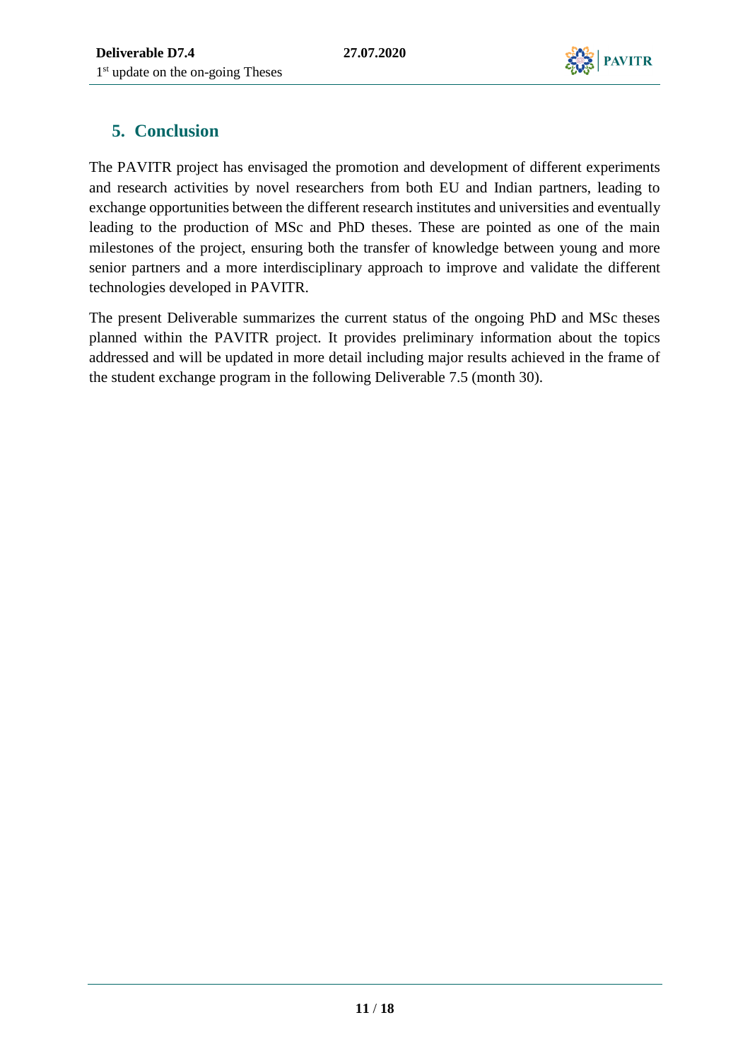## 5. Conclusion

The PAVITR project has envisaged the promotion and development of different experiments and research activities by novel researchers from both EU and Indian partners, leading to exchange opportunities between the different research institutes and universities and eventually leading to the production of MSc and PhD theses. These are pointed as one of the main milestones of the project, ensuring both the transfer of knowledge between young and more senior partners and a more interdisciplinary approach to improve and validate the different technologies developed in PAVITR.

The present Deliverable summarizes the current status of the ongoing PhD and MSc theses planned within the PAVITR project. It provides preliminary information about the topics addressed and will be updated in more detail including major results achieved in the frame of the student exchange program in the following Deliverable 7.5 (month 30).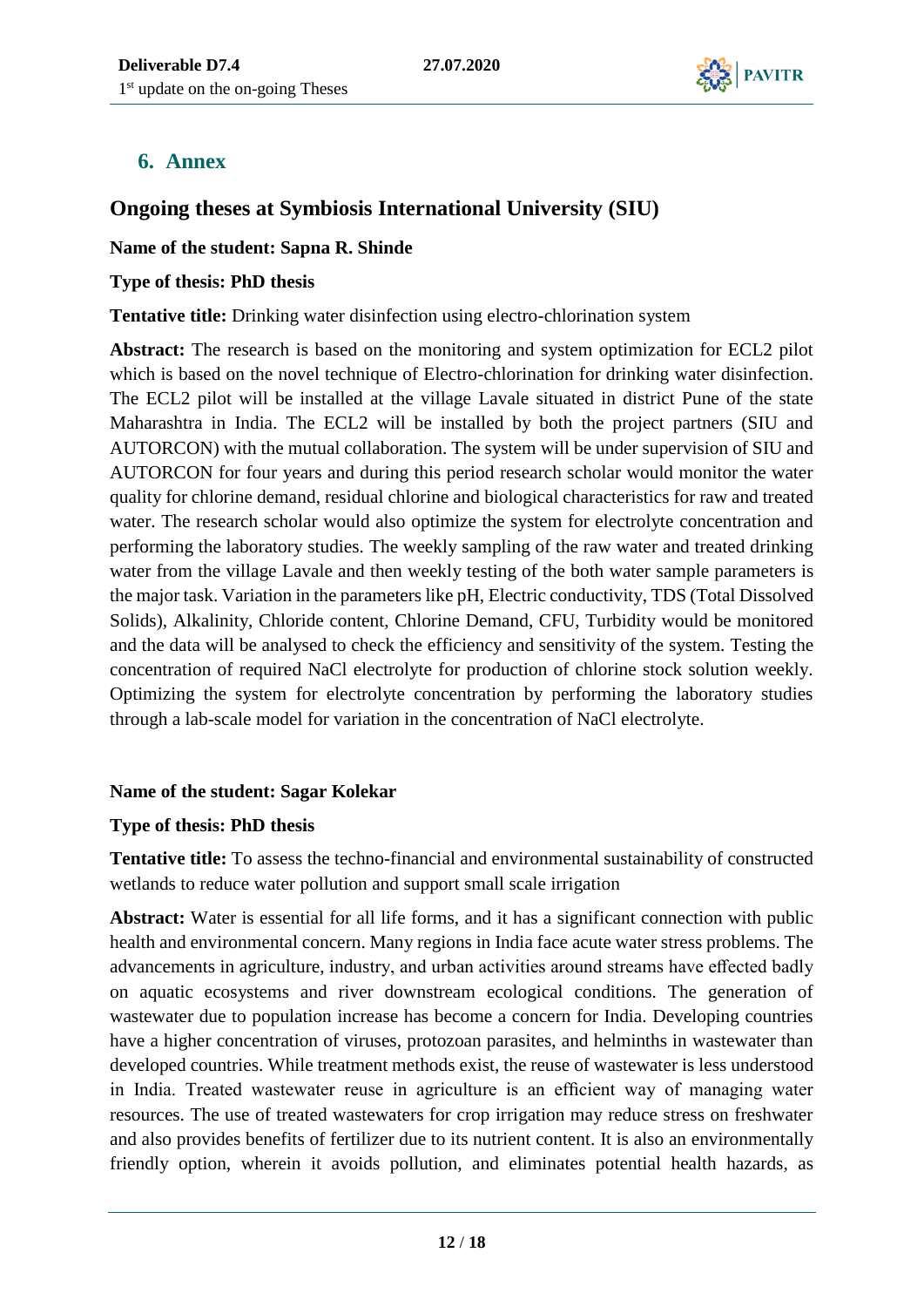## 6. Annex

### Ongoing theses at Symbiosis International University (SIU)

**Name of the student: Sapna R. Shinde**

**Type of thesis: PhD thesis**

**Tentative title:** Drinking water disinfection using electro-chlorination system

**Abstract:** The research is based on the monitoring and system optimization for ECL2 pilot which is based on the novel technique of Electro-chlorination for drinking water disinfection. The ECL2 pilot will be installed at the village Lavale situated in district Pune of the state Maharashtra in India. The ECL2 will be installed by both the project partners (SIU and AUTORCON) with the mutual collaboration. The system will be under supervision of SIU and AUTORCON for four years and during this period research scholar would monitor the water quality for chlorine demand, residual chlorine and biological characteristics for raw and treated water. The research scholar would also optimize the system for electrolyte concentration and performing the laboratory studies. The weekly sampling of the raw water and treated drinking water from the village Lavale and then weekly testing of the both water sample parameters is the major task. Variation in the parameters like pH, Electric conductivity, TDS (Total Dissolved Solids), Alkalinity, Chloride content, Chlorine Demand, CFU, Turbidity would be monitored and the data will be analysed to check the efficiency and sensitivity of the system. Testing the concentration of required NaCl electrolyte for production of chlorine stock solution weekly. Optimizing the system for electrolyte concentration by performing the laboratory studies through a lab-scale model for variation in the concentration of NaCl electrolyte.

**Name of the student: Sagar Kolekar**

**Type of thesis: PhD thesis**

**Tentative title:** To assess the techno-financial and environmental sustainability of constructed wetlands to reduce water pollution and support small scale irrigation

**Abstract:** Water is essential for all life forms, and it has a significant connection with public health and environmental concern. Many regions in India face acute water stress problems. The advancements in agriculture, industry, and urban activities around streams have effected badly on aquatic ecosystems and river downstream ecological conditions. The generation of wastewater due to population increase has become a concern for India. Developing countries have a higher concentration of viruses, protozoan parasites, and helminths in wastewater than developed countries. While treatment methods exist, the reuse of wastewater is less understood in India. Treated wastewater reuse in agriculture is an efficient way of managing water resources. The use of treated wastewaters for crop irrigation may reduce stress on freshwater and also provides benefits of fertilizer due to its nutrient content. It is also an environmentally friendly option, wherein it avoids pollution, and eliminates potential health hazards, as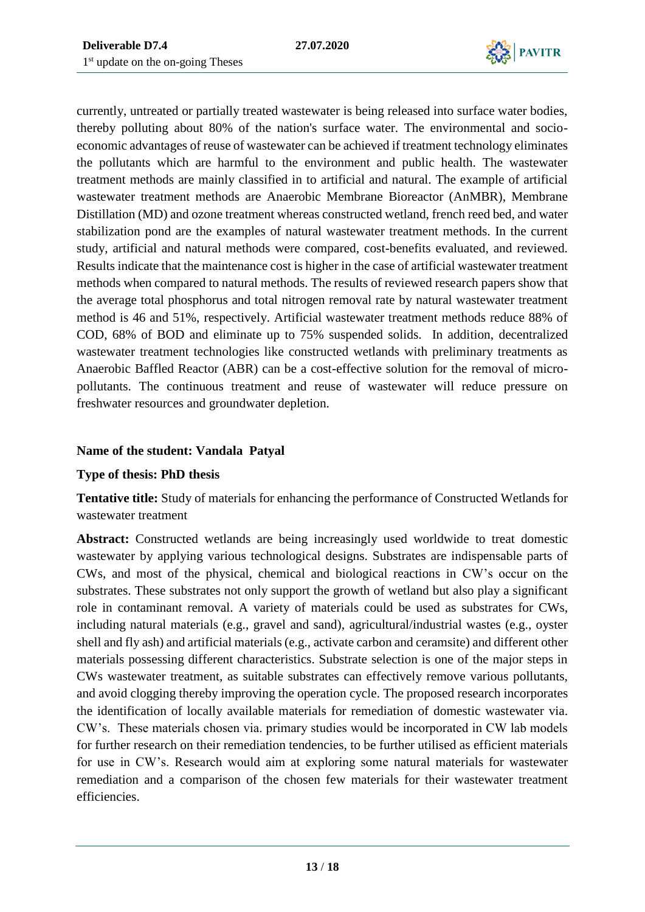currently, untreated or partially treated wastewater is being released into surface water bodies, thereby polluting about 80% of the nation's surface water. The environmental and socio-economic advantages of reuse of wastewater can be achieved if treatment technology eliminates the pollutants which are harmful to the environment and public health. The wastewater treatment methods are mainly classified in to artificial and natural. The example of artificial wastewater treatment methods are Anaerobic Membrane Bioreactor (AnMBR), Membrane Distillation (MD) and ozone treatment whereas constructed wetland, french reed bed, and water stabilization pond are the examples of natural wastewater treatment methods. In the current study, artificial and natural methods were compared, cost-benefits evaluated, and reviewed. Results indicate that the maintenance cost is higher in the case of artificial wastewater treatment methods when compared to natural methods. The results of reviewed research papers show that the average total phosphorus and total nitrogen removal rate by natural wastewater treatment method is 46 and 51%, respectively. Artificial wastewater treatment methods reduce 88% of COD, 68% of BOD and eliminate up to 75% suspended solids. In addition, decentralized wastewater treatment technologies like constructed wetlands with preliminary treatments as Anaerobic Baffled Reactor (ABR) can be a cost-effective solution for the removal of micro-pollutants. The continuous treatment and reuse of wastewater will reduce pressure on freshwater resources and groundwater depletion.

**Name of the student: Vandala Patyal**

**Type of thesis: PhD thesis**

**Tentative title:** Study of materials for enhancing the performance of Constructed Wetlands for wastewater treatment

**Abstract:** Constructed wetlands are being increasingly used worldwide to treat domestic wastewater by applying various technological designs. Substrates are indispensable parts of CWs, and most of the physical, chemical and biological reactions in CW's occur on the substrates. These substrates not only support the growth of wetland but also play a significant role in contaminant removal. A variety of materials could be used as substrates for CWs, including natural materials (e.g., gravel and sand), agricultural/industrial wastes (e.g., oyster shell and fly ash) and artificial materials (e.g., activate carbon and ceramsite) and different other materials possessing different characteristics. Substrate selection is one of the major steps in CWs wastewater treatment, as suitable substrates can effectively remove various pollutants, and avoid clogging thereby improving the operation cycle. The proposed research incorporates the identification of locally available materials for remediation of domestic wastewater via. CW's. These materials chosen via. primary studies would be incorporated in CW lab models for further research on their remediation tendencies, to be further utilised as efficient materials for use in CW's. Research would aim at exploring some natural materials for wastewater remediation and a comparison of the chosen few materials for their wastewater treatment efficiencies.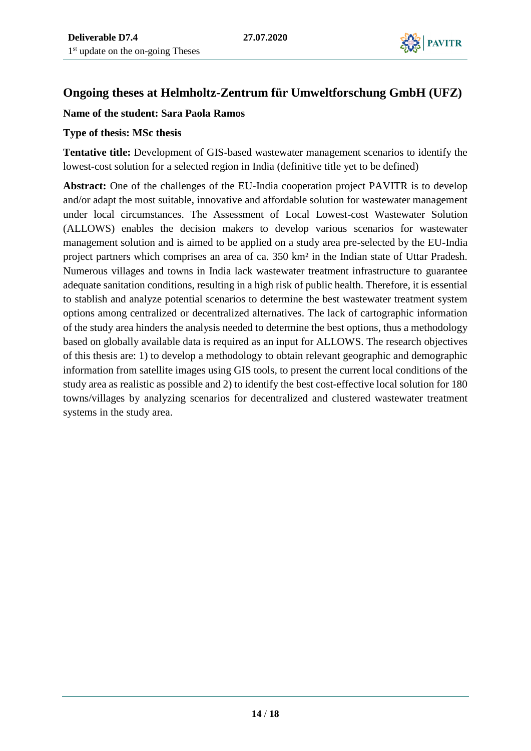## Ongoing theses at Helmholtz-Zentrum für Umweltforschung GmbH (UFZ)

**Name of the student: Sara Paola Ramos**

**Type of thesis: MSc thesis**

**Tentative title:** Development of GIS-based wastewater management scenarios to identify the lowest-cost solution for a selected region in India (definitive title yet to be defined)

**Abstract:** One of the challenges of the EU-India cooperation project PAVITR is to develop and/or adapt the most suitable, innovative and affordable solution for wastewater management under local circumstances. The Assessment of Local Lowest-cost Wastewater Solution (ALLOWS) enables the decision makers to develop various scenarios for wastewater management solution and is aimed to be applied on a study area pre-selected by the EU-India project partners which comprises an area of ca. 350 km² in the Indian state of Uttar Pradesh. Numerous villages and towns in India lack wastewater treatment infrastructure to guarantee adequate sanitation conditions, resulting in a high risk of public health. Therefore, it is essential to stablish and analyze potential scenarios to determine the best wastewater treatment system options among centralized or decentralized alternatives. The lack of cartographic information of the study area hinders the analysis needed to determine the best options, thus a methodology based on globally available data is required as an input for ALLOWS. The research objectives of this thesis are: 1) to develop a methodology to obtain relevant geographic and demographic information from satellite images using GIS tools, to present the current local conditions of the study area as realistic as possible and 2) to identify the best cost-effective local solution for 180 towns/villages by analyzing scenarios for decentralized and clustered wastewater treatment systems in the study area.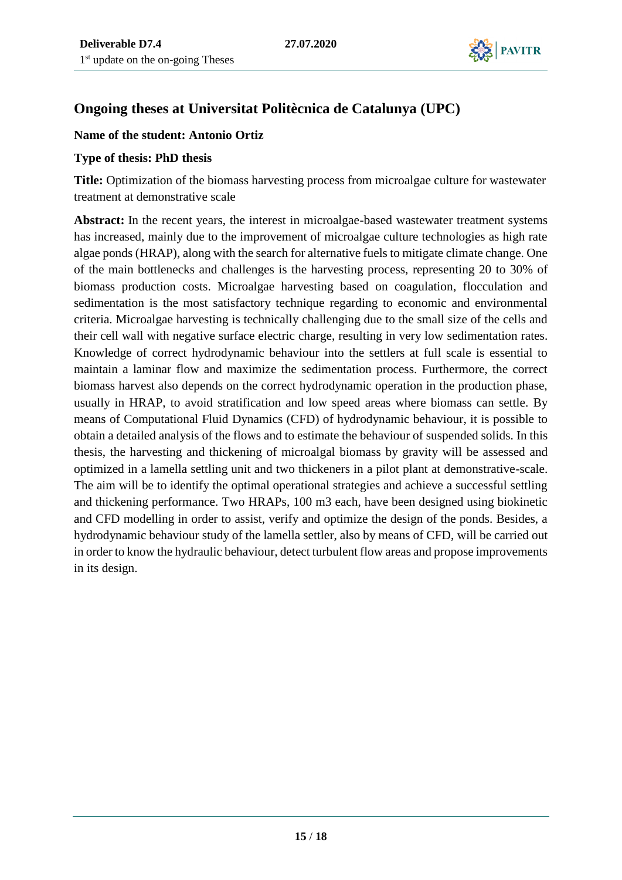## Ongoing theses at Universitat Politècnica de Catalunya (UPC)

**Name of the student: Antonio Ortiz**

**Type of thesis: PhD thesis**

**Title:** Optimization of the biomass harvesting process from microalgae culture for wastewater treatment at demonstrative scale

**Abstract:** In the recent years, the interest in microalgae-based wastewater treatment systems has increased, mainly due to the improvement of microalgae culture technologies as high rate algae ponds (HRAP), along with the search for alternative fuels to mitigate climate change. One of the main bottlenecks and challenges is the harvesting process, representing 20 to 30% of biomass production costs. Microalgae harvesting based on coagulation, flocculation and sedimentation is the most satisfactory technique regarding to economic and environmental criteria. Microalgae harvesting is technically challenging due to the small size of the cells and their cell wall with negative surface electric charge, resulting in very low sedimentation rates. Knowledge of correct hydrodynamic behaviour into the settlers at full scale is essential to maintain a laminar flow and maximize the sedimentation process. Furthermore, the correct biomass harvest also depends on the correct hydrodynamic operation in the production phase, usually in HRAP, to avoid stratification and low speed areas where biomass can settle. By means of Computational Fluid Dynamics (CFD) of hydrodynamic behaviour, it is possible to obtain a detailed analysis of the flows and to estimate the behaviour of suspended solids. In this thesis, the harvesting and thickening of microalgal biomass by gravity will be assessed and optimized in a lamella settling unit and two thickeners in a pilot plant at demonstrative-scale. The aim will be to identify the optimal operational strategies and achieve a successful settling and thickening performance. Two HRAPs, 100 m3 each, have been designed using biokinetic and CFD modelling in order to assist, verify and optimize the design of the ponds. Besides, a hydrodynamic behaviour study of the lamella settler, also by means of CFD, will be carried out in order to know the hydraulic behaviour, detect turbulent flow areas and propose improvements in its design.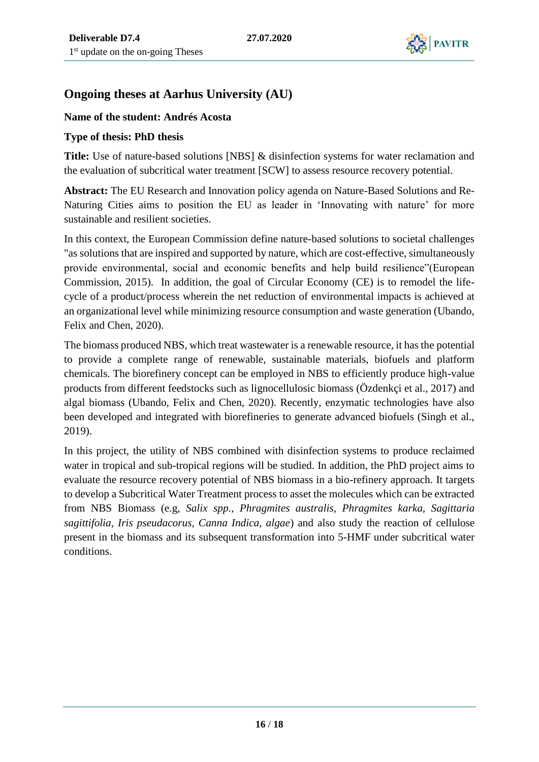## Ongoing theses at Aarhus University (AU)

**Name of the student: Andrés Acosta**

**Type of thesis: PhD thesis**

**Title:** Use of nature-based solutions [NBS] & disinfection systems for water reclamation and the evaluation of subcritical water treatment [SCW] to assess resource recovery potential.

**Abstract:** The EU Research and Innovation policy agenda on Nature-Based Solutions and Re-Naturing Cities aims to position the EU as leader in 'Innovating with nature' for more sustainable and resilient societies.

In this context, the European Commission define nature-based solutions to societal challenges "as solutions that are inspired and supported by nature, which are cost-effective, simultaneously provide environmental, social and economic benefits and help build resilience"(European Commission, 2015). In addition, the goal of Circular Economy (CE) is to remodel the life-cycle of a product/process wherein the net reduction of environmental impacts is achieved at an organizational level while minimizing resource consumption and waste generation (Ubando, Felix and Chen, 2020).

The biomass produced NBS, which treat wastewater is a renewable resource, it has the potential to provide a complete range of renewable, sustainable materials, biofuels and platform chemicals. The biorefinery concept can be employed in NBS to efficiently produce high-value products from different feedstocks such as lignocellulosic biomass (Özdenkçi et al., 2017) and algal biomass (Ubando, Felix and Chen, 2020). Recently, enzymatic technologies have also been developed and integrated with biorefineries to generate advanced biofuels (Singh et al., 2019).

In this project, the utility of NBS combined with disinfection systems to produce reclaimed water in tropical and sub-tropical regions will be studied. In addition, the PhD project aims to evaluate the resource recovery potential of NBS biomass in a bio-refinery approach. It targets to develop a Subcritical Water Treatment process to asset the molecules which can be extracted from NBS Biomass (e.g, *Salix spp., Phragmites australis, Phragmites karka, Sagittaria sagittifolia, Iris pseudacorus, Canna Indica, algae*) and also study the reaction of cellulose present in the biomass and its subsequent transformation into 5-HMF under subcritical water conditions.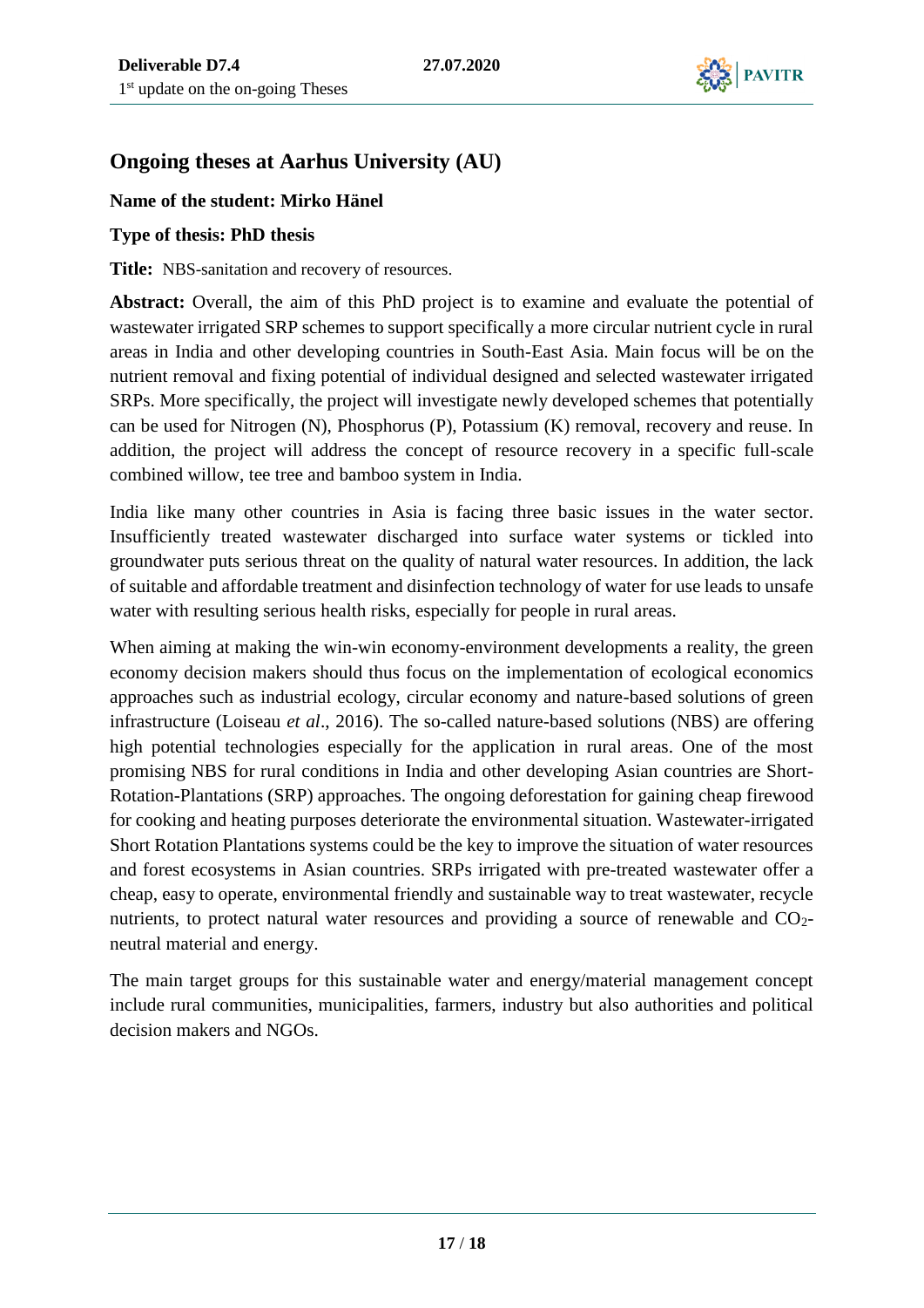## Ongoing theses at Aarhus University (AU)

**Name of the student: Mirko Hänel**

**Type of thesis: PhD thesis**

**Title:** NBS-sanitation and recovery of resources.

**Abstract:** Overall, the aim of this PhD project is to examine and evaluate the potential of wastewater irrigated SRP schemes to support specifically a more circular nutrient cycle in rural areas in India and other developing countries in South-East Asia. Main focus will be on the nutrient removal and fixing potential of individual designed and selected wastewater irrigated SRPs. More specifically, the project will investigate newly developed schemes that potentially can be used for Nitrogen (N), Phosphorus (P), Potassium (K) removal, recovery and reuse. In addition, the project will address the concept of resource recovery in a specific full-scale combined willow, tee tree and bamboo system in India.

India like many other countries in Asia is facing three basic issues in the water sector. Insufficiently treated wastewater discharged into surface water systems or tickled into groundwater puts serious threat on the quality of natural water resources. In addition, the lack of suitable and affordable treatment and disinfection technology of water for use leads to unsafe water with resulting serious health risks, especially for people in rural areas.

When aiming at making the win-win economy-environment developments a reality, the green economy decision makers should thus focus on the implementation of ecological economics approaches such as industrial ecology, circular economy and nature-based solutions of green infrastructure (Loiseau *et al*., 2016). The so-called nature-based solutions (NBS) are offering high potential technologies especially for the application in rural areas. One of the most promising NBS for rural conditions in India and other developing Asian countries are Short-Rotation-Plantations (SRP) approaches. The ongoing deforestation for gaining cheap firewood for cooking and heating purposes deteriorate the environmental situation. Wastewater-irrigated Short Rotation Plantations systems could be the key to improve the situation of water resources and forest ecosystems in Asian countries. SRPs irrigated with pre-treated wastewater offer a cheap, easy to operate, environmental friendly and sustainable way to treat wastewater, recycle nutrients, to protect natural water resources and providing a source of renewable and $CO_2$-neutral material and energy.

The main target groups for this sustainable water and energy/material management concept include rural communities, municipalities, farmers, industry but also authorities and political decision makers and NGOs.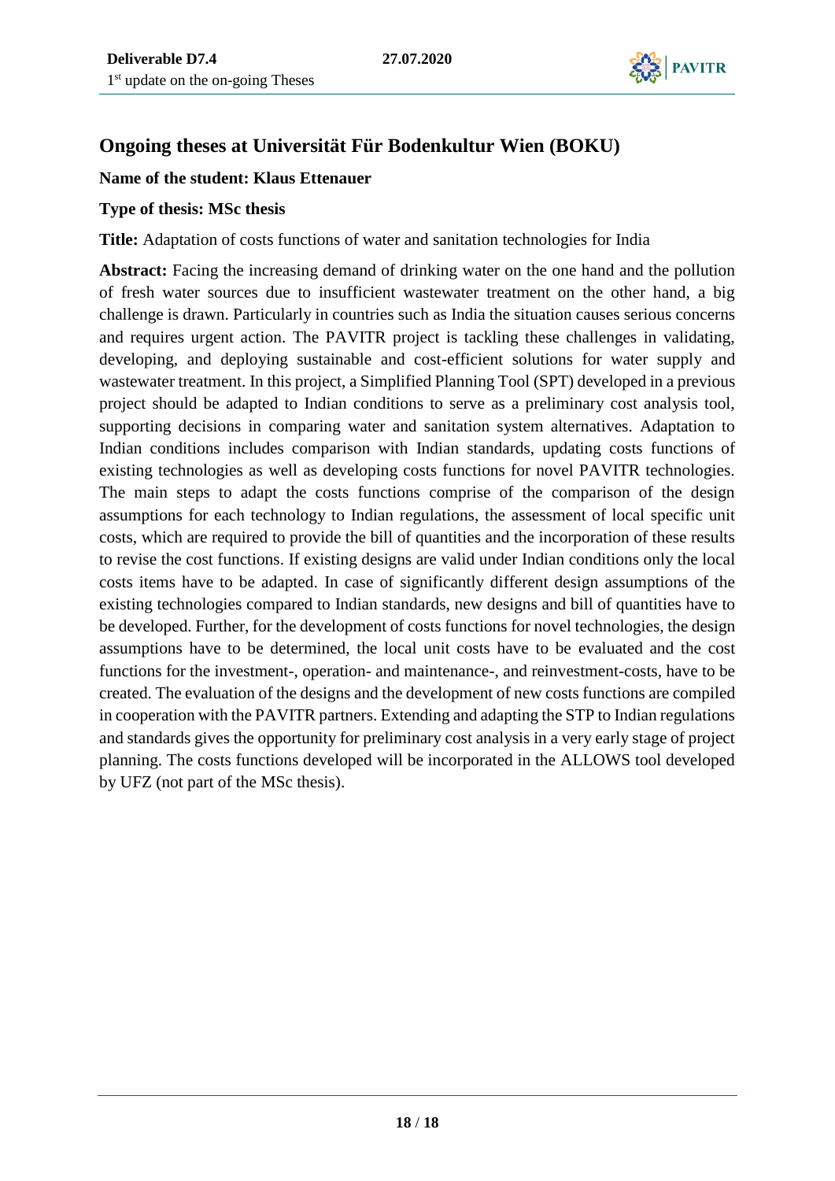## Ongoing theses at Universität Für Bodenkultur Wien (BOKU)

**Name of the student: Klaus Ettenauer**

**Type of thesis: MSc thesis**

**Title:** Adaptation of costs functions of water and sanitation technologies for India

**Abstract:** Facing the increasing demand of drinking water on the one hand and the pollution of fresh water sources due to insufficient wastewater treatment on the other hand, a big challenge is drawn. Particularly in countries such as India the situation causes serious concerns and requires urgent action. The PAVITR project is tackling these challenges in validating, developing, and deploying sustainable and cost-efficient solutions for water supply and wastewater treatment. In this project, a Simplified Planning Tool (SPT) developed in a previous project should be adapted to Indian conditions to serve as a preliminary cost analysis tool, supporting decisions in comparing water and sanitation system alternatives. Adaptation to Indian conditions includes comparison with Indian standards, updating costs functions of existing technologies as well as developing costs functions for novel PAVITR technologies. The main steps to adapt the costs functions comprise of the comparison of the design assumptions for each technology to Indian regulations, the assessment of local specific unit costs, which are required to provide the bill of quantities and the incorporation of these results to revise the cost functions. If existing designs are valid under Indian conditions only the local costs items have to be adapted. In case of significantly different design assumptions of the existing technologies compared to Indian standards, new designs and bill of quantities have to be developed. Further, for the development of costs functions for novel technologies, the design assumptions have to be determined, the local unit costs have to be evaluated and the cost functions for the investment-, operation- and maintenance-, and reinvestment-costs, have to be created. The evaluation of the designs and the development of new costs functions are compiled in cooperation with the PAVITR partners. Extending and adapting the STP to Indian regulations and standards gives the opportunity for preliminary cost analysis in a very early stage of project planning. The costs functions developed will be incorporated in the ALLOWS tool developed by UFZ (not part of the MSc thesis).